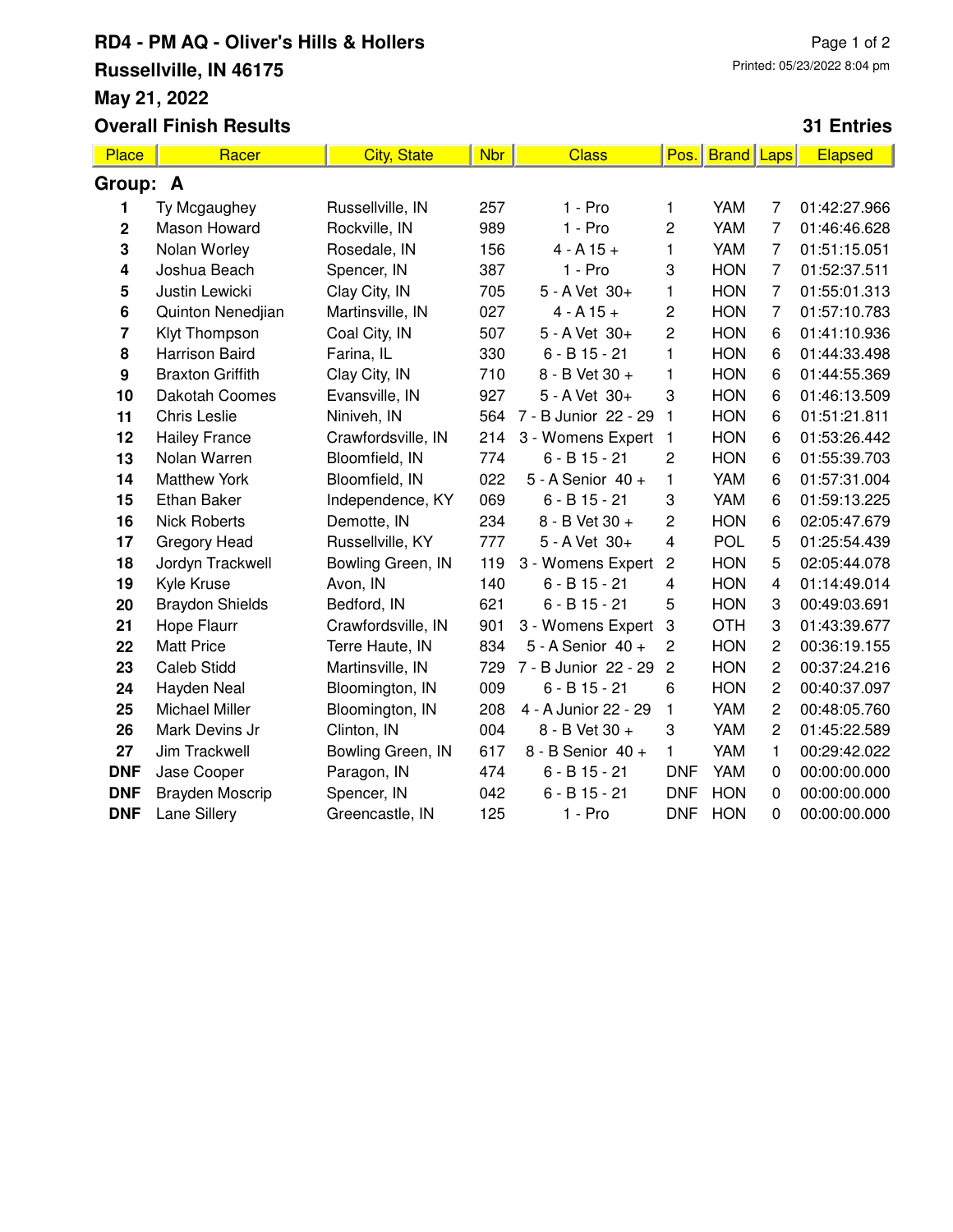# RD4 - PM AQ - Oliver's Hills & Hollers

**Russellville, IN 46175**

**May 21, 2022**

**Overall Finish Results**

Printed: 05/23/2022 8:04 pm

**31 Entries**

| Place | Racer | City, State | Nbr | Class | Pos. | Brand | Laps | Elapsed |
|---|---|---|---|---|---|---|---|---|
| **Group: A** | | | | | | | | |
| 1 | Ty Mcgaughey | Russellville, IN | 257 | 1 - Pro | 1 | YAM | 7 | 01:42:27.966 |
| 2 | Mason Howard | Rockville, IN | 989 | 1 - Pro | 2 | YAM | 7 | 01:46:46.628 |
| 3 | Nolan Worley | Rosedale, IN | 156 | 4 - A 15 + | 1 | YAM | 7 | 01:51:15.051 |
| 4 | Joshua Beach | Spencer, IN | 387 | 1 - Pro | 3 | HON | 7 | 01:52:37.511 |
| 5 | Justin Lewicki | Clay City, IN | 705 | 5 - A Vet 30+ | 1 | HON | 7 | 01:55:01.313 |
| 6 | Quinton Nenedjian | Martinsville, IN | 027 | 4 - A 15 + | 2 | HON | 7 | 01:57:10.783 |
| 7 | Klyt Thompson | Coal City, IN | 507 | 5 - A Vet 30+ | 2 | HON | 6 | 01:41:10.936 |
| 8 | Harrison Baird | Farina, IL | 330 | 6 - B 15 - 21 | 1 | HON | 6 | 01:44:33.498 |
| 9 | Braxton Griffith | Clay City, IN | 710 | 8 - B Vet 30 + | 1 | HON | 6 | 01:44:55.369 |
| 10 | Dakotah Coomes | Evansville, IN | 927 | 5 - A Vet 30+ | 3 | HON | 6 | 01:46:13.509 |
| 11 | Chris Leslie | Niniveh, IN | 564 | 7 - B Junior 22 - 29 | 1 | HON | 6 | 01:51:21.811 |
| 12 | Hailey France | Crawfordsville, IN | 214 | 3 - Womens Expert | 1 | HON | 6 | 01:53:26.442 |
| 13 | Nolan Warren | Bloomfield, IN | 774 | 6 - B 15 - 21 | 2 | HON | 6 | 01:55:39.703 |
| 14 | Matthew York | Bloomfield, IN | 022 | 5 - A Senior 40 + | 1 | YAM | 6 | 01:57:31.004 |
| 15 | Ethan Baker | Independence, KY | 069 | 6 - B 15 - 21 | 3 | YAM | 6 | 01:59:13.225 |
| 16 | Nick Roberts | Demotte, IN | 234 | 8 - B Vet 30 + | 2 | HON | 6 | 02:05:47.679 |
| 17 | Gregory Head | Russellville, KY | 777 | 5 - A Vet 30+ | 4 | POL | 5 | 01:25:54.439 |
| 18 | Jordyn Trackwell | Bowling Green, IN | 119 | 3 - Womens Expert | 2 | HON | 5 | 02:05:44.078 |
| 19 | Kyle Kruse | Avon, IN | 140 | 6 - B 15 - 21 | 4 | HON | 4 | 01:14:49.014 |
| 20 | Braydon Shields | Bedford, IN | 621 | 6 - B 15 - 21 | 5 | HON | 3 | 00:49:03.691 |
| 21 | Hope Flaurr | Crawfordsville, IN | 901 | 3 - Womens Expert | 3 | OTH | 3 | 01:43:39.677 |
| 22 | Matt Price | Terre Haute, IN | 834 | 5 - A Senior 40 + | 2 | HON | 2 | 00:36:19.155 |
| 23 | Caleb Stidd | Martinsville, IN | 729 | 7 - B Junior 22 - 29 | 2 | HON | 2 | 00:37:24.216 |
| 24 | Hayden Neal | Bloomington, IN | 009 | 6 - B 15 - 21 | 6 | HON | 2 | 00:40:37.097 |
| 25 | Michael Miller | Bloomington, IN | 208 | 4 - A Junior 22 - 29 | 1 | YAM | 2 | 00:48:05.760 |
| 26 | Mark Devins Jr | Clinton, IN | 004 | 8 - B Vet 30 + | 3 | YAM | 2 | 01:45:22.589 |
| 27 | Jim Trackwell | Bowling Green, IN | 617 | 8 - B Senior 40 + | 1 | YAM | 1 | 00:29:42.022 |
| DNF | Jase Cooper | Paragon, IN | 474 | 6 - B 15 - 21 | DNF | YAM | 0 | 00:00:00.000 |
| DNF | Brayden Moscrip | Spencer, IN | 042 | 6 - B 15 - 21 | DNF | HON | 0 | 00:00:00.000 |
| DNF | Lane Sillery | Greencastle, IN | 125 | 1 - Pro | DNF | HON | 0 | 00:00:00.000 |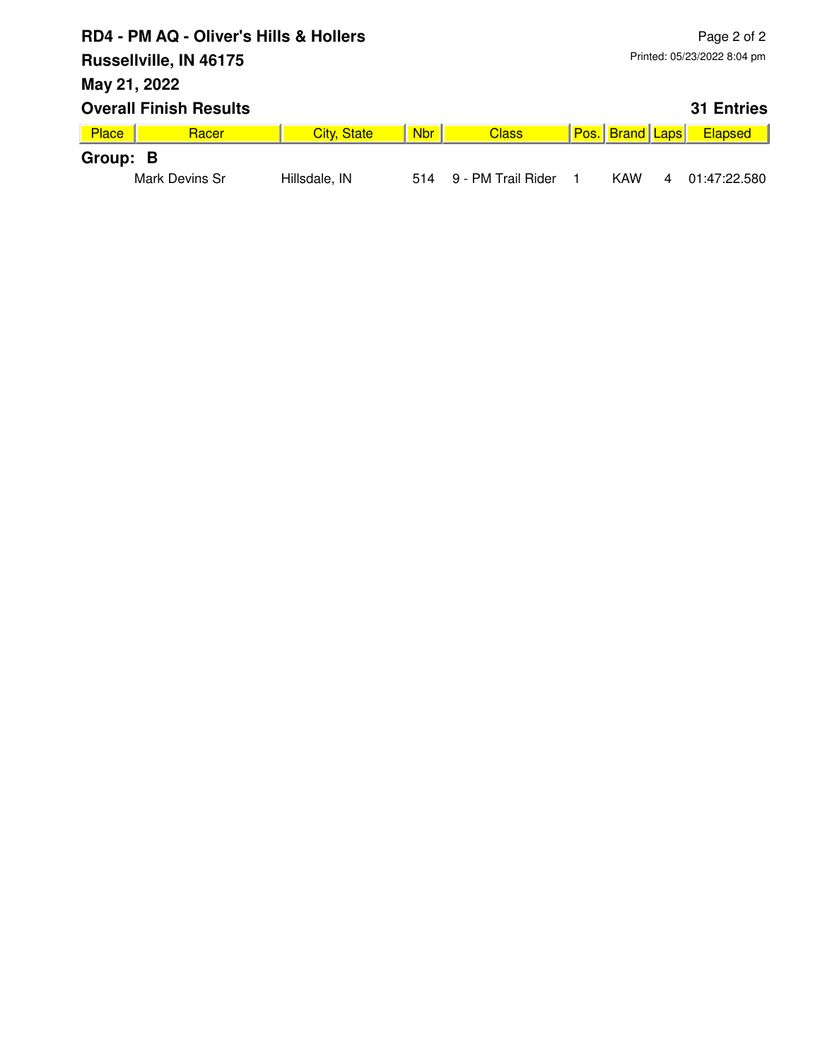## RD4 - PM AQ - Oliver's Hills & Hollers

**Russellville, IN 46175**

**May 21, 2022**

**Overall Finish Results** — **31 Entries**

| Place | Racer | City, State | Nbr | Class | Pos. | Brand | Laps | Elapsed |
|---|---|---|---|---|---|---|---|---|
| **Group: B** | | | | | | | | |
| | Mark Devins Sr | Hillsdale, IN | 514 | 9 - PM Trail Rider | 1 | KAW | 4 | 01:47:22.580 |